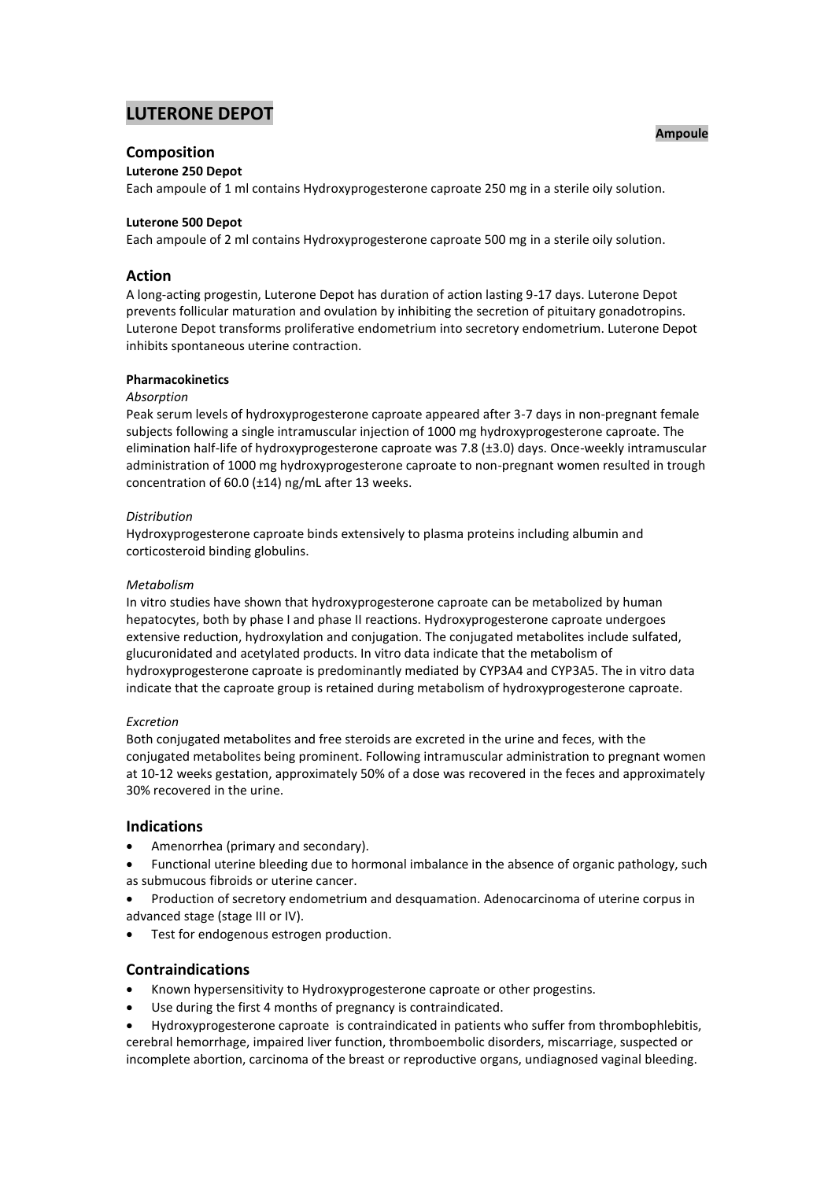# LUTERONE DEPOT

**Ampoule**

## Composition

**Luterone 250 Depot**

Each ampoule of 1 ml contains Hydroxyprogesterone caproate 250 mg in a sterile oily solution.

**Luterone 500 Depot**

Each ampoule of 2 ml contains Hydroxyprogesterone caproate 500 mg in a sterile oily solution.

## Action

A long-acting progestin, Luterone Depot has duration of action lasting 9-17 days. Luterone Depot prevents follicular maturation and ovulation by inhibiting the secretion of pituitary gonadotropins. Luterone Depot transforms proliferative endometrium into secretory endometrium. Luterone Depot inhibits spontaneous uterine contraction.

**Pharmacokinetics**

*Absorption*

Peak serum levels of hydroxyprogesterone caproate appeared after 3-7 days in non-pregnant female subjects following a single intramuscular injection of 1000 mg hydroxyprogesterone caproate. The elimination half-life of hydroxyprogesterone caproate was 7.8 (±3.0) days. Once-weekly intramuscular administration of 1000 mg hydroxyprogesterone caproate to non-pregnant women resulted in trough concentration of 60.0 (±14) ng/mL after 13 weeks.

*Distribution*

Hydroxyprogesterone caproate binds extensively to plasma proteins including albumin and corticosteroid binding globulins.

*Metabolism*

In vitro studies have shown that hydroxyprogesterone caproate can be metabolized by human hepatocytes, both by phase I and phase II reactions. Hydroxyprogesterone caproate undergoes extensive reduction, hydroxylation and conjugation. The conjugated metabolites include sulfated, glucuronidated and acetylated products. In vitro data indicate that the metabolism of hydroxyprogesterone caproate is predominantly mediated by CYP3A4 and CYP3A5. The in vitro data indicate that the caproate group is retained during metabolism of hydroxyprogesterone caproate.

*Excretion*

Both conjugated metabolites and free steroids are excreted in the urine and feces, with the conjugated metabolites being prominent. Following intramuscular administration to pregnant women at 10-12 weeks gestation, approximately 50% of a dose was recovered in the feces and approximately 30% recovered in the urine.

## Indications

- Amenorrhea (primary and secondary).
- Functional uterine bleeding due to hormonal imbalance in the absence of organic pathology, such as submucous fibroids or uterine cancer.
- Production of secretory endometrium and desquamation. Adenocarcinoma of uterine corpus in advanced stage (stage III or IV).
- Test for endogenous estrogen production.

## Contraindications

- Known hypersensitivity to Hydroxyprogesterone caproate or other progestins.
- Use during the first 4 months of pregnancy is contraindicated.
- Hydroxyprogesterone caproate is contraindicated in patients who suffer from thrombophlebitis, cerebral hemorrhage, impaired liver function, thromboembolic disorders, miscarriage, suspected or incomplete abortion, carcinoma of the breast or reproductive organs, undiagnosed vaginal bleeding.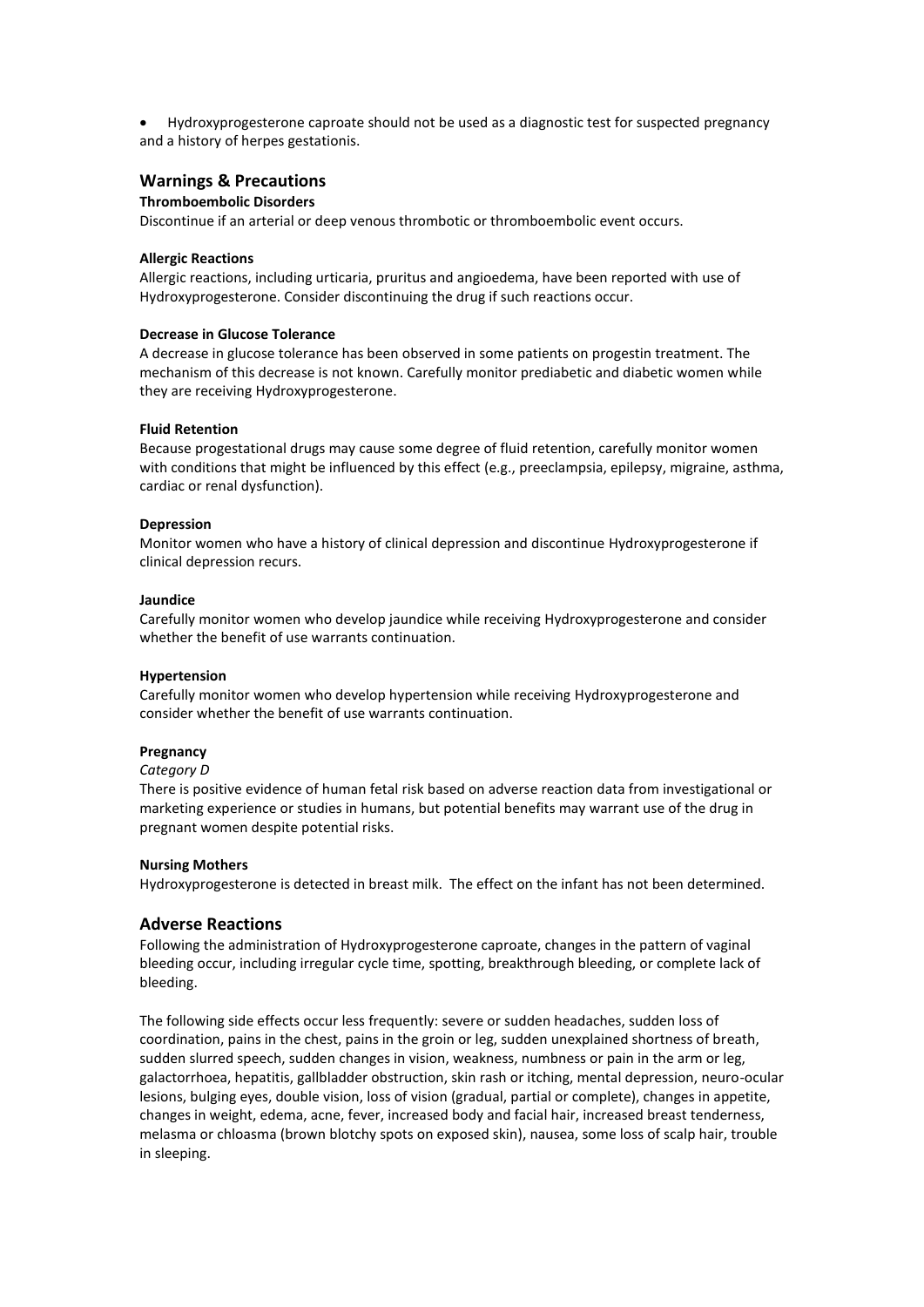- Hydroxyprogesterone caproate should not be used as a diagnostic test for suspected pregnancy and a history of herpes gestationis.

## Warnings & Precautions

**Thromboembolic Disorders**

Discontinue if an arterial or deep venous thrombotic or thromboembolic event occurs.

**Allergic Reactions**

Allergic reactions, including urticaria, pruritus and angioedema, have been reported with use of Hydroxyprogesterone. Consider discontinuing the drug if such reactions occur.

**Decrease in Glucose Tolerance**

A decrease in glucose tolerance has been observed in some patients on progestin treatment. The mechanism of this decrease is not known. Carefully monitor prediabetic and diabetic women while they are receiving Hydroxyprogesterone.

**Fluid Retention**

Because progestational drugs may cause some degree of fluid retention, carefully monitor women with conditions that might be influenced by this effect (e.g., preeclampsia, epilepsy, migraine, asthma, cardiac or renal dysfunction).

**Depression**

Monitor women who have a history of clinical depression and discontinue Hydroxyprogesterone if clinical depression recurs.

**Jaundice**

Carefully monitor women who develop jaundice while receiving Hydroxyprogesterone and consider whether the benefit of use warrants continuation.

**Hypertension**

Carefully monitor women who develop hypertension while receiving Hydroxyprogesterone and consider whether the benefit of use warrants continuation.

**Pregnancy**

*Category D*

There is positive evidence of human fetal risk based on adverse reaction data from investigational or marketing experience or studies in humans, but potential benefits may warrant use of the drug in pregnant women despite potential risks.

**Nursing Mothers**

Hydroxyprogesterone is detected in breast milk. The effect on the infant has not been determined.

## Adverse Reactions

Following the administration of Hydroxyprogesterone caproate, changes in the pattern of vaginal bleeding occur, including irregular cycle time, spotting, breakthrough bleeding, or complete lack of bleeding.

The following side effects occur less frequently: severe or sudden headaches, sudden loss of coordination, pains in the chest, pains in the groin or leg, sudden unexplained shortness of breath, sudden slurred speech, sudden changes in vision, weakness, numbness or pain in the arm or leg, galactorrhoea, hepatitis, gallbladder obstruction, skin rash or itching, mental depression, neuro-ocular lesions, bulging eyes, double vision, loss of vision (gradual, partial or complete), changes in appetite, changes in weight, edema, acne, fever, increased body and facial hair, increased breast tenderness, melasma or chloasma (brown blotchy spots on exposed skin), nausea, some loss of scalp hair, trouble in sleeping.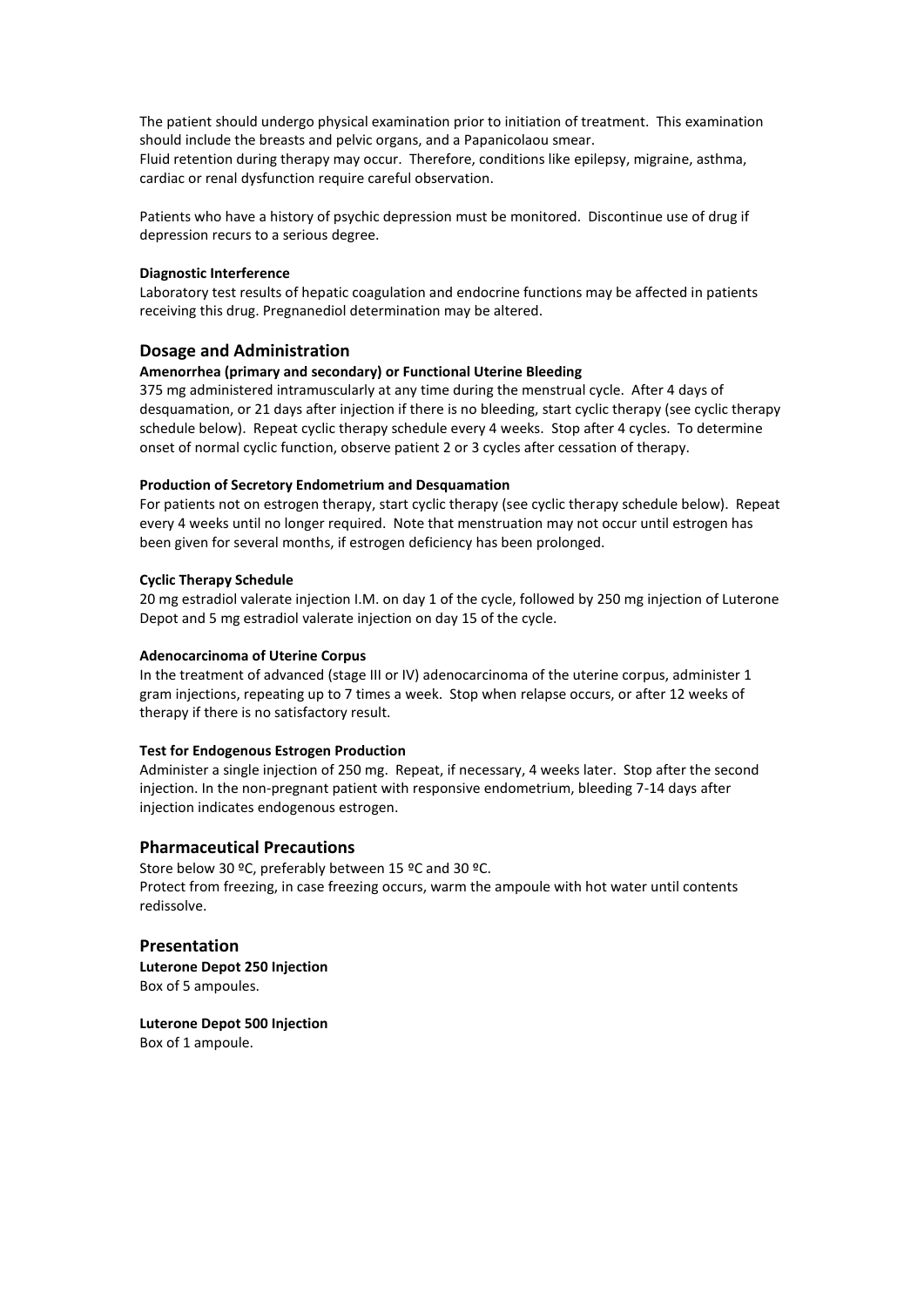The patient should undergo physical examination prior to initiation of treatment. This examination should include the breasts and pelvic organs, and a Papanicolaou smear.
Fluid retention during therapy may occur. Therefore, conditions like epilepsy, migraine, asthma, cardiac or renal dysfunction require careful observation.

Patients who have a history of psychic depression must be monitored. Discontinue use of drug if depression recurs to a serious degree.

**Diagnostic Interference**
Laboratory test results of hepatic coagulation and endocrine functions may be affected in patients receiving this drug. Pregnanediol determination may be altered.

## Dosage and Administration

**Amenorrhea (primary and secondary) or Functional Uterine Bleeding**
375 mg administered intramuscularly at any time during the menstrual cycle. After 4 days of desquamation, or 21 days after injection if there is no bleeding, start cyclic therapy (see cyclic therapy schedule below). Repeat cyclic therapy schedule every 4 weeks. Stop after 4 cycles. To determine onset of normal cyclic function, observe patient 2 or 3 cycles after cessation of therapy.

**Production of Secretory Endometrium and Desquamation**
For patients not on estrogen therapy, start cyclic therapy (see cyclic therapy schedule below). Repeat every 4 weeks until no longer required. Note that menstruation may not occur until estrogen has been given for several months, if estrogen deficiency has been prolonged.

**Cyclic Therapy Schedule**
20 mg estradiol valerate injection I.M. on day 1 of the cycle, followed by 250 mg injection of Luterone Depot and 5 mg estradiol valerate injection on day 15 of the cycle.

**Adenocarcinoma of Uterine Corpus**
In the treatment of advanced (stage III or IV) adenocarcinoma of the uterine corpus, administer 1 gram injections, repeating up to 7 times a week. Stop when relapse occurs, or after 12 weeks of therapy if there is no satisfactory result.

**Test for Endogenous Estrogen Production**
Administer a single injection of 250 mg. Repeat, if necessary, 4 weeks later. Stop after the second injection. In the non-pregnant patient with responsive endometrium, bleeding 7-14 days after injection indicates endogenous estrogen.

## Pharmaceutical Precautions

Store below 30 ºC, preferably between 15 ºC and 30 ºC.
Protect from freezing, in case freezing occurs, warm the ampoule with hot water until contents redissolve.

## Presentation

**Luterone Depot 250 Injection**
Box of 5 ampoules.

**Luterone Depot 500 Injection**
Box of 1 ampoule.